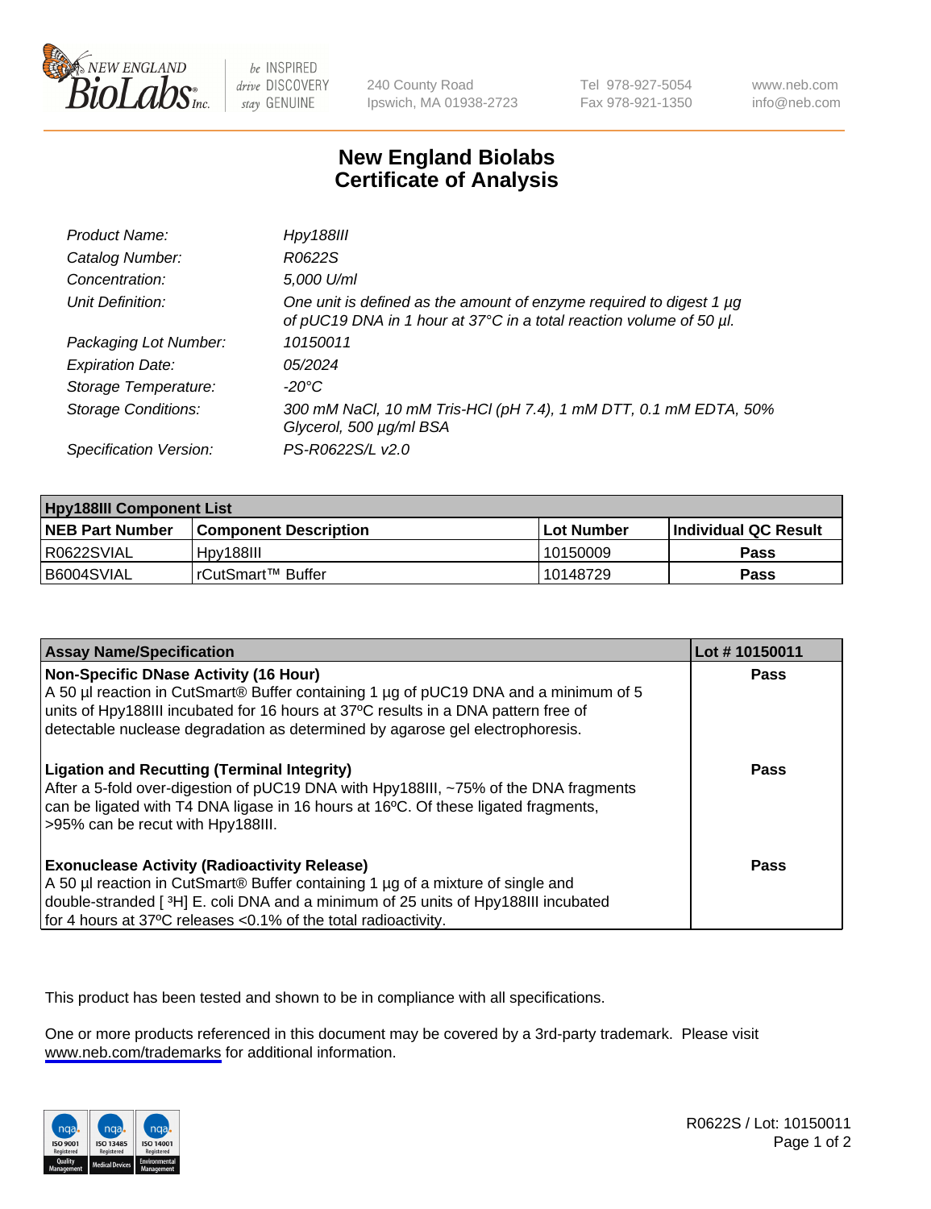New England BioLabs Inc. — be INSPIRED drive DISCOVERY stay GENUINE

240 County Road
Ipswich, MA 01938-2723

Tel 978-927-5054
Fax 978-921-1350

www.neb.com
info@neb.com

# New England Biolabs Certificate of Analysis

| | |
|---|---|
| *Product Name:* | *Hpy188III* |
| *Catalog Number:* | *R0622S* |
| *Concentration:* | *5,000 U/ml* |
| *Unit Definition:* | *One unit is defined as the amount of enzyme required to digest 1 µg of pUC19 DNA in 1 hour at 37°C in a total reaction volume of 50 µl.* |
| *Packaging Lot Number:* | *10150011* |
| *Expiration Date:* | *05/2024* |
| *Storage Temperature:* | *-20°C* |
| *Storage Conditions:* | *300 mM NaCl, 10 mM Tris-HCl (pH 7.4), 1 mM DTT, 0.1 mM EDTA, 50% Glycerol, 500 µg/ml BSA* |
| *Specification Version:* | *PS-R0622S/L v2.0* |

| **Hpy188III Component List** | | | |
|---|---|---|---|
| **NEB Part Number** | **Component Description** | **Lot Number** | **Individual QC Result** |
| R0622SVIAL | Hpy188III | 10150009 | **Pass** |
| B6004SVIAL | rCutSmart™ Buffer | 10148729 | **Pass** |

| **Assay Name/Specification** | **Lot # 10150011** |
|---|---|
| **Non-Specific DNase Activity (16 Hour)** A 50 µl reaction in CutSmart® Buffer containing 1 µg of pUC19 DNA and a minimum of 5 units of Hpy188III incubated for 16 hours at 37ºC results in a DNA pattern free of detectable nuclease degradation as determined by agarose gel electrophoresis. | **Pass** |
| **Ligation and Recutting (Terminal Integrity)** After a 5-fold over-digestion of pUC19 DNA with Hpy188III, ~75% of the DNA fragments can be ligated with T4 DNA ligase in 16 hours at 16ºC. Of these ligated fragments, >95% can be recut with Hpy188III. | **Pass** |
| **Exonuclease Activity (Radioactivity Release)** A 50 µl reaction in CutSmart® Buffer containing 1 µg of a mixture of single and double-stranded [ $^3$H] E. coli DNA and a minimum of 25 units of Hpy188III incubated for 4 hours at 37ºC releases <0.1% of the total radioactivity. | **Pass** |

This product has been tested and shown to be in compliance with all specifications.

One or more products referenced in this document may be covered by a 3rd-party trademark. Please visit www.neb.com/trademarks for additional information.

R0622S / Lot: 10150011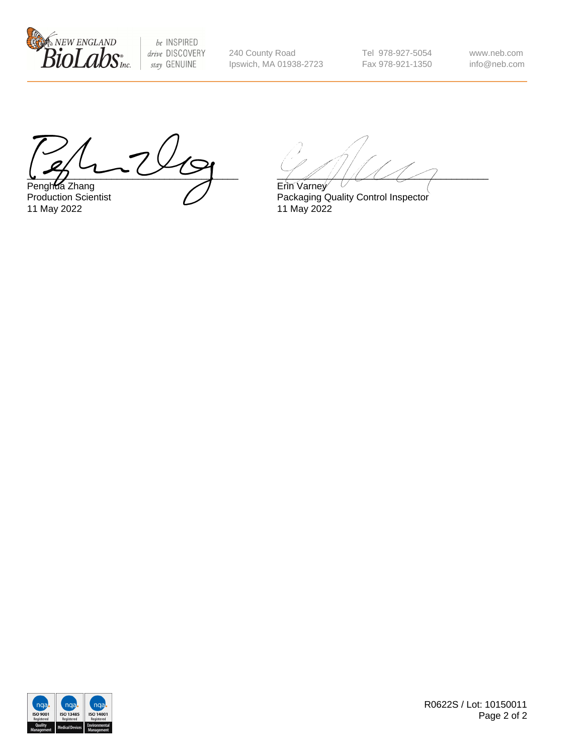Penghua Zhang
Production Scientist
11 May 2022

Erin Varney
Packaging Quality Control Inspector
11 May 2022

R0622S / Lot: 10150011